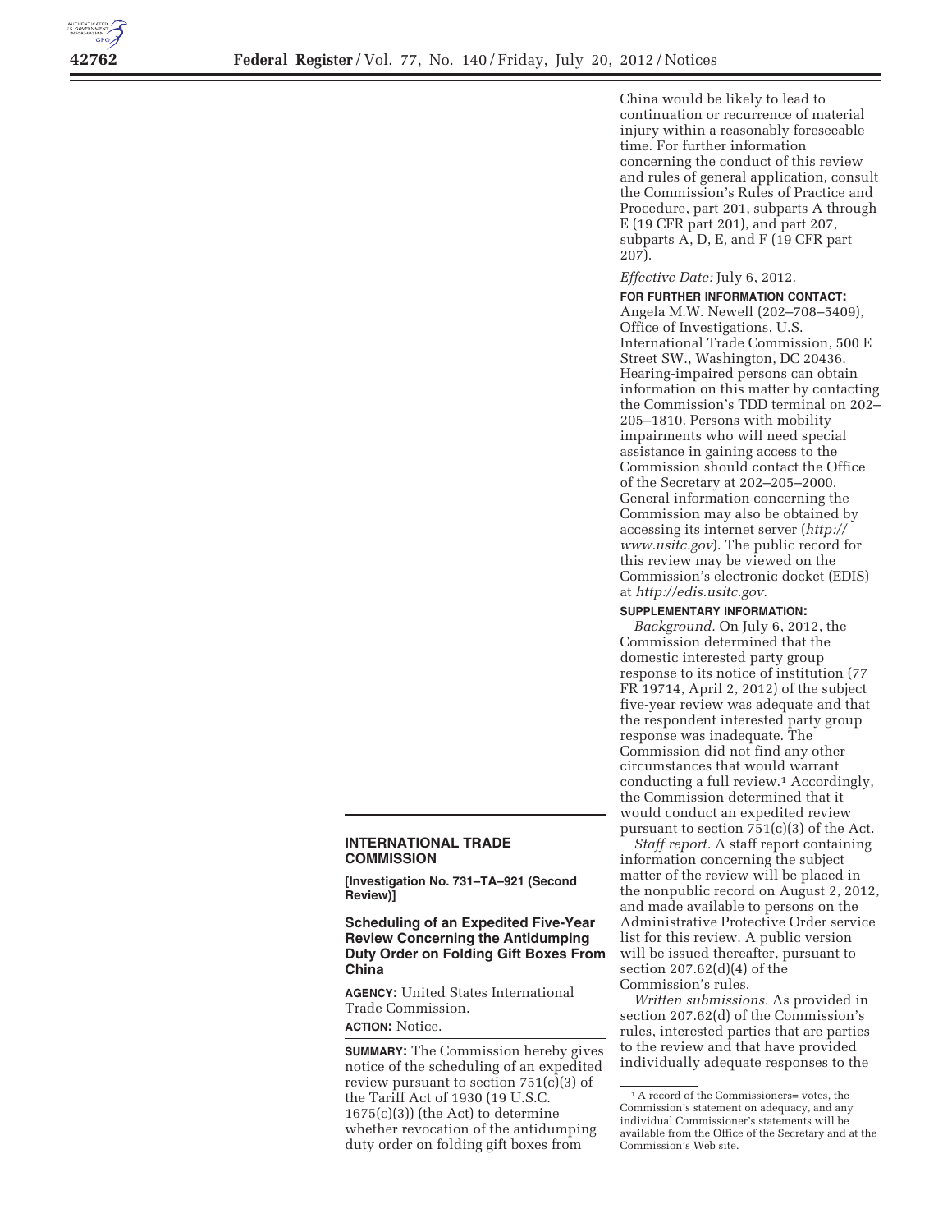## INTERNATIONAL TRADE COMMISSION

**[Investigation No. 731–TA–921 (Second Review)]**

### Scheduling of an Expedited Five-Year Review Concerning the Antidumping Duty Order on Folding Gift Boxes From China

**AGENCY:** United States International Trade Commission.

**ACTION:** Notice.

**SUMMARY:** The Commission hereby gives notice of the scheduling of an expedited review pursuant to section 751(c)(3) of the Tariff Act of 1930 (19 U.S.C. 1675(c)(3)) (the Act) to determine whether revocation of the antidumping duty order on folding gift boxes from China would be likely to lead to continuation or recurrence of material injury within a reasonably foreseeable time. For further information concerning the conduct of this review and rules of general application, consult the Commission's Rules of Practice and Procedure, part 201, subparts A through E (19 CFR part 201), and part 207, subparts A, D, E, and F (19 CFR part 207).

*Effective Date:* July 6, 2012.

**FOR FURTHER INFORMATION CONTACT:** Angela M.W. Newell (202–708–5409), Office of Investigations, U.S. International Trade Commission, 500 E Street SW., Washington, DC 20436. Hearing-impaired persons can obtain information on this matter by contacting the Commission's TDD terminal on 202–205–1810. Persons with mobility impairments who will need special assistance in gaining access to the Commission should contact the Office of the Secretary at 202–205–2000. General information concerning the Commission may also be obtained by accessing its internet server (*http://www.usitc.gov*). The public record for this review may be viewed on the Commission's electronic docket (EDIS) at *http://edis.usitc.gov.*

**SUPPLEMENTARY INFORMATION:**

*Background.* On July 6, 2012, the Commission determined that the domestic interested party group response to its notice of institution (77 FR 19714, April 2, 2012) of the subject five-year review was adequate and that the respondent interested party group response was inadequate. The Commission did not find any other circumstances that would warrant conducting a full review.[1] Accordingly, the Commission determined that it would conduct an expedited review pursuant to section 751(c)(3) of the Act.

*Staff report.* A staff report containing information concerning the subject matter of the review will be placed in the nonpublic record on August 2, 2012, and made available to persons on the Administrative Protective Order service list for this review. A public version will be issued thereafter, pursuant to section 207.62(d)(4) of the Commission's rules.

*Written submissions.* As provided in section 207.62(d) of the Commission's rules, interested parties that are parties to the review and that have provided individually adequate responses to the

[1] A record of the Commissioners= votes, the Commission's statement on adequacy, and any individual Commissioner's statements will be available from the Office of the Secretary and at the Commission's Web site.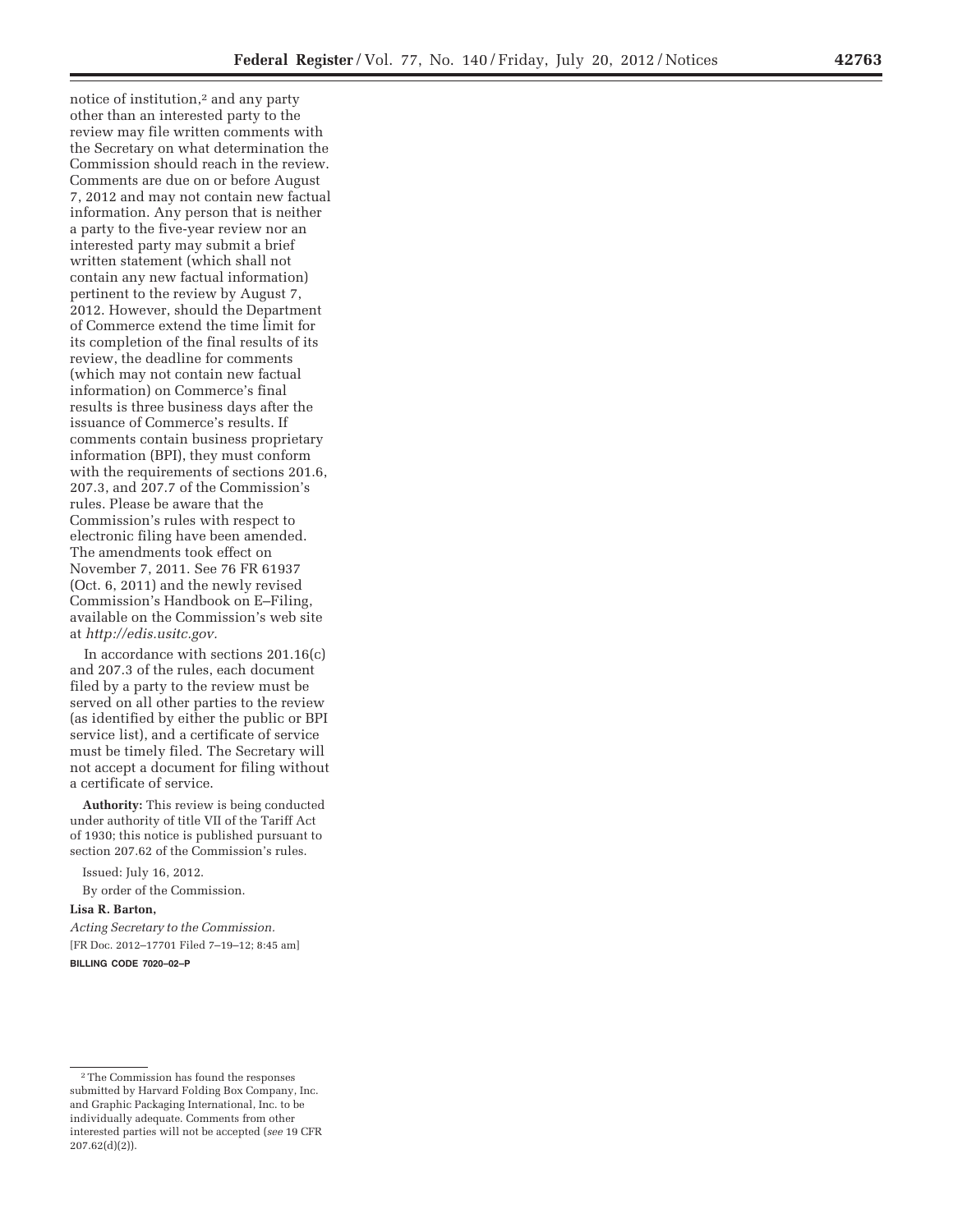notice of institution,[2] and any party other than an interested party to the review may file written comments with the Secretary on what determination the Commission should reach in the review. Comments are due on or before August 7, 2012 and may not contain new factual information. Any person that is neither a party to the five-year review nor an interested party may submit a brief written statement (which shall not contain any new factual information) pertinent to the review by August 7, 2012. However, should the Department of Commerce extend the time limit for its completion of the final results of its review, the deadline for comments (which may not contain new factual information) on Commerce's final results is three business days after the issuance of Commerce's results. If comments contain business proprietary information (BPI), they must conform with the requirements of sections 201.6, 207.3, and 207.7 of the Commission's rules. Please be aware that the Commission's rules with respect to electronic filing have been amended. The amendments took effect on November 7, 2011. See 76 FR 61937 (Oct. 6, 2011) and the newly revised Commission's Handbook on E–Filing, available on the Commission's web site at *http://edis.usitc.gov.*

In accordance with sections 201.16(c) and 207.3 of the rules, each document filed by a party to the review must be served on all other parties to the review (as identified by either the public or BPI service list), and a certificate of service must be timely filed. The Secretary will not accept a document for filing without a certificate of service.

**Authority:** This review is being conducted under authority of title VII of the Tariff Act of 1930; this notice is published pursuant to section 207.62 of the Commission's rules.

Issued: July 16, 2012.

By order of the Commission.

**Lisa R. Barton,**

*Acting Secretary to the Commission.*

[FR Doc. 2012–17701 Filed 7–19–12; 8:45 am]

**BILLING CODE 7020–02–P**

---

[2] The Commission has found the responses submitted by Harvard Folding Box Company, Inc. and Graphic Packaging International, Inc. to be individually adequate. Comments from other interested parties will not be accepted (*see* 19 CFR 207.62(d)(2)).